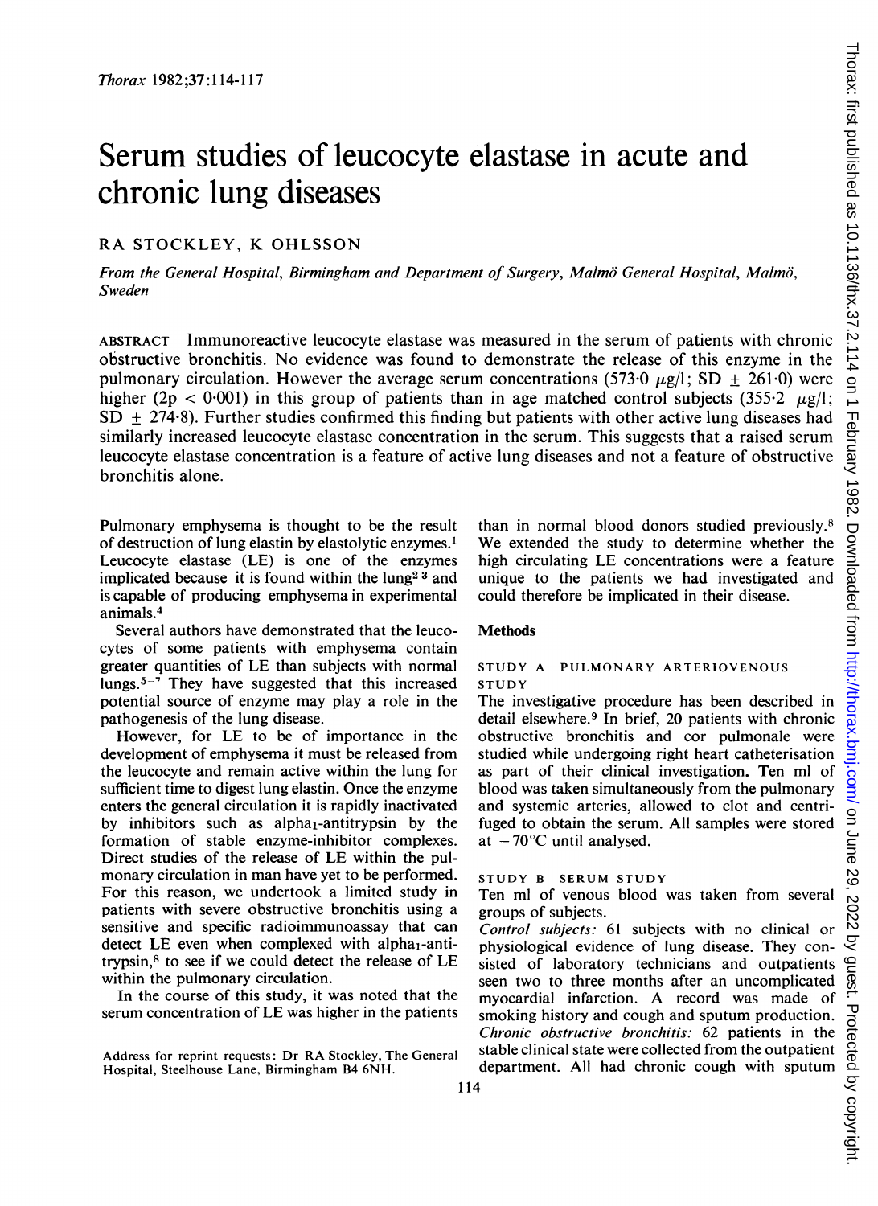# Serum studies of leucocyte elastase in acute and chronic lung diseases

RA STOCKLEY, K OHLSSON

*From the General Hospital, Birmingham and Department of Surgery, Malmö General Hospital, Malmö, Sweden*

ABSTRACT Immunoreactive leucocyte elastase was measured in the serum of patients with chronic obstructive bronchitis. No evidence was found to demonstrate the release of this enzyme in the pulmonary circulation. However the average serum concentrations (573·0 μg/l; SD ± 261·0) were higher (2p < 0·001) in this group of patients than in age matched control subjects (355·2 μg/l; SD ± 274·8). Further studies confirmed this finding but patients with other active lung diseases had similarly increased leucocyte elastase concentration in the serum. This suggests that a raised serum leucocyte elastase concentration is a feature of active lung diseases and not a feature of obstructive bronchitis alone.

Pulmonary emphysema is thought to be the result of destruction of lung elastin by elastolytic enzymes.[1] Leucocyte elastase (LE) is one of the enzymes implicated because it is found within the lung[2 3] and is capable of producing emphysema in experimental animals.[4]

Several authors have demonstrated that the leucocytes of some patients with emphysema contain greater quantities of LE than subjects with normal lungs.[5–7] They have suggested that this increased potential source of enzyme may play a role in the pathogenesis of the lung disease.

However, for LE to be of importance in the development of emphysema it must be released from the leucocyte and remain active within the lung for sufficient time to digest lung elastin. Once the enzyme enters the general circulation it is rapidly inactivated by inhibitors such as alpha$_1$-antitrypsin by the formation of stable enzyme-inhibitor complexes. Direct studies of the release of LE within the pulmonary circulation in man have yet to be performed. For this reason, we undertook a limited study in patients with severe obstructive bronchitis using a sensitive and specific radioimmunoassay that can detect LE even when complexed with alpha$_1$-antitrypsin,[8] to see if we could detect the release of LE within the pulmonary circulation.

In the course of this study, it was noted that the serum concentration of LE was higher in the patients than in normal blood donors studied previously.[8] We extended the study to determine whether the high circulating LE concentrations were a feature unique to the patients we had investigated and could therefore be implicated in their disease.

Address for reprint requests: Dr RA Stockley, The General Hospital, Steelhouse Lane, Birmingham B4 6NH.

## Methods

### STUDY A PULMONARY ARTERIOVENOUS STUDY

The investigative procedure has been described in detail elsewhere.[9] In brief, 20 patients with chronic obstructive bronchitis and cor pulmonale were studied while undergoing right heart catheterisation as part of their clinical investigation. Ten ml of blood was taken simultaneously from the pulmonary and systemic arteries, allowed to clot and centrifuged to obtain the serum. All samples were stored at −70°C until analysed.

### STUDY B SERUM STUDY

Ten ml of venous blood was taken from several groups of subjects.

*Control subjects:* 61 subjects with no clinical or physiological evidence of lung disease. They consisted of laboratory technicians and outpatients seen two to three months after an uncomplicated myocardial infarction. A record was made of smoking history and cough and sputum production.

*Chronic obstructive bronchitis:* 62 patients in the stable clinical state were collected from the outpatient department. All had chronic cough with sputum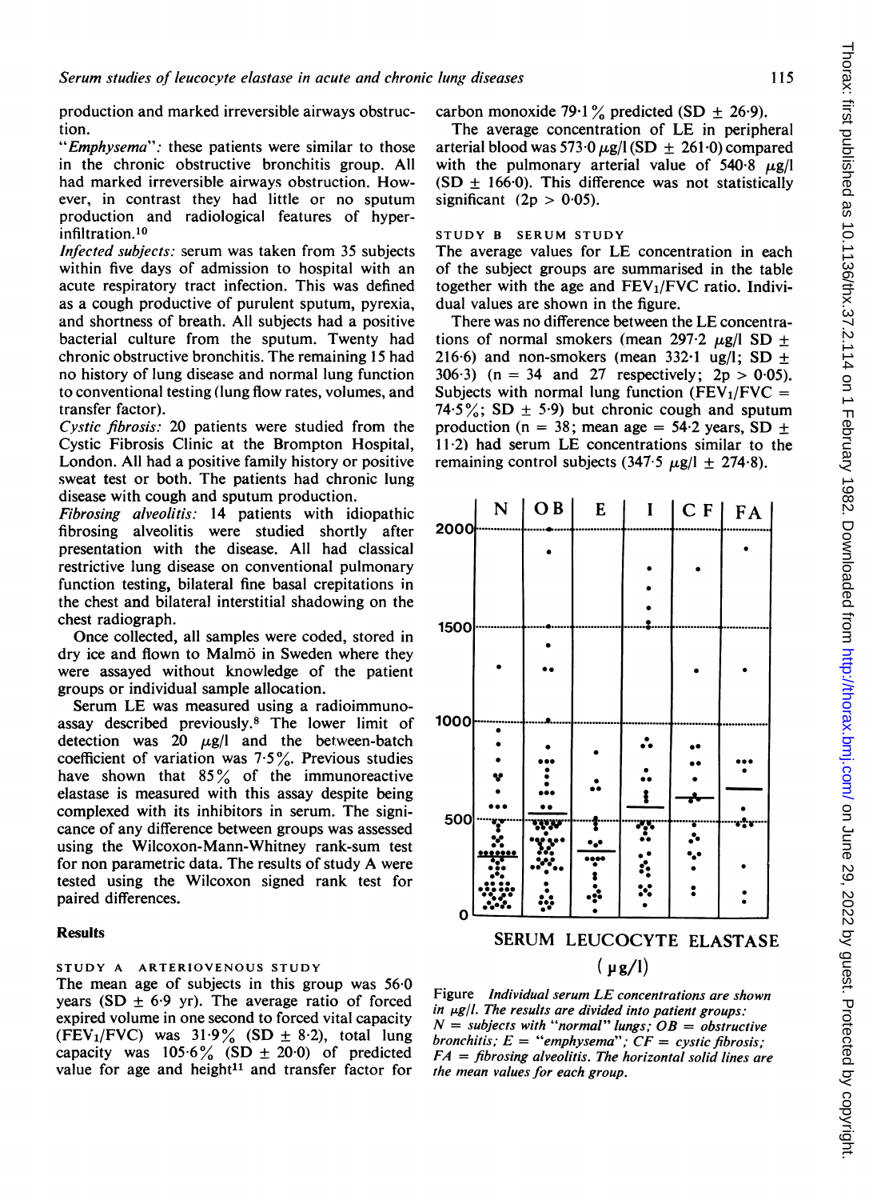production and marked irreversible airways obstruction.

*"Emphysema"*: these patients were similar to those in the chronic obstructive bronchitis group. All had marked irreversible airways obstruction. However, in contrast they had little or no sputum production and radiological features of hyperinfiltration.[10]

*Infected subjects*: serum was taken from 35 subjects within five days of admission to hospital with an acute respiratory tract infection. This was defined as a cough productive of purulent sputum, pyrexia, and shortness of breath. All subjects had a positive bacterial culture from the sputum. Twenty had chronic obstructive bronchitis. The remaining 15 had no history of lung disease and normal lung function to conventional testing (lung flow rates, volumes, and transfer factor).

*Cystic fibrosis*: 20 patients were studied from the Cystic Fibrosis Clinic at the Brompton Hospital, London. All had a positive family history or positive sweat test or both. The patients had chronic lung disease with cough and sputum production.

*Fibrosing alveolitis*: 14 patients with idiopathic fibrosing alveolitis were studied shortly after presentation with the disease. All had classical restrictive lung disease on conventional pulmonary function testing, bilateral fine basal crepitations in the chest and bilateral interstitial shadowing on the chest radiograph.

Once collected, all samples were coded, stored in dry ice and flown to Malmö in Sweden where they were assayed without knowledge of the patient groups or individual sample allocation.

Serum LE was measured using a radioimmunoassay described previously.[8] The lower limit of detection was 20 μg/l and the between-batch coefficient of variation was 7·5%. Previous studies have shown that 85% of the immunoreactive elastase is measured with this assay despite being complexed with its inhibitors in serum. The significance of any difference between groups was assessed using the Wilcoxon-Mann-Whitney rank-sum test for non parametric data. The results of study A were tested using the Wilcoxon signed rank test for paired differences.

## Results

### STUDY A ARTERIOVENOUS STUDY

The mean age of subjects in this group was 56·0 years (SD ± 6·9 yr). The average ratio of forced expired volume in one second to forced vital capacity ($FEV_1/FVC$) was 31·9% (SD ± 8·2), total lung capacity was 105·6% (SD ± 20·0) of predicted value for age and height[11] and transfer factor for carbon monoxide 79·1% predicted (SD ± 26·9).

The average concentration of LE in peripheral arterial blood was 573·0 μg/l (SD ± 261·0) compared with the pulmonary arterial value of 540·8 μg/l (SD ± 166·0). This difference was not statistically significant ($2p > 0·05$).

### STUDY B SERUM STUDY

The average values for LE concentration in each of the subject groups are summarised in the table together with the age and $FEV_1/FVC$ ratio. Individual values are shown in the figure.

There was no difference between the LE concentrations of normal smokers (mean 297·2 μg/l SD ± 216·6) and non-smokers (mean 332·1 ug/l; SD ± 306·3) (n = 34 and 27 respectively; $2p > 0·05$). Subjects with normal lung function ($FEV_1/FVC$ = 74·5%; SD ± 5·9) but chronic cough and sputum production (n = 38; mean age = 54·2 years, SD ± 11·2) had serum LE concentrations similar to the remaining control subjects (347·5 μg/l ± 274·8).

Figure *Individual serum LE concentrations are shown in μg/l. The results are divided into patient groups: N = subjects with "normal" lungs; OB = obstructive bronchitis; E = "emphysema"; CF = cystic fibrosis; FA = fibrosing alveolitis. The horizontal solid lines are the mean values for each group.*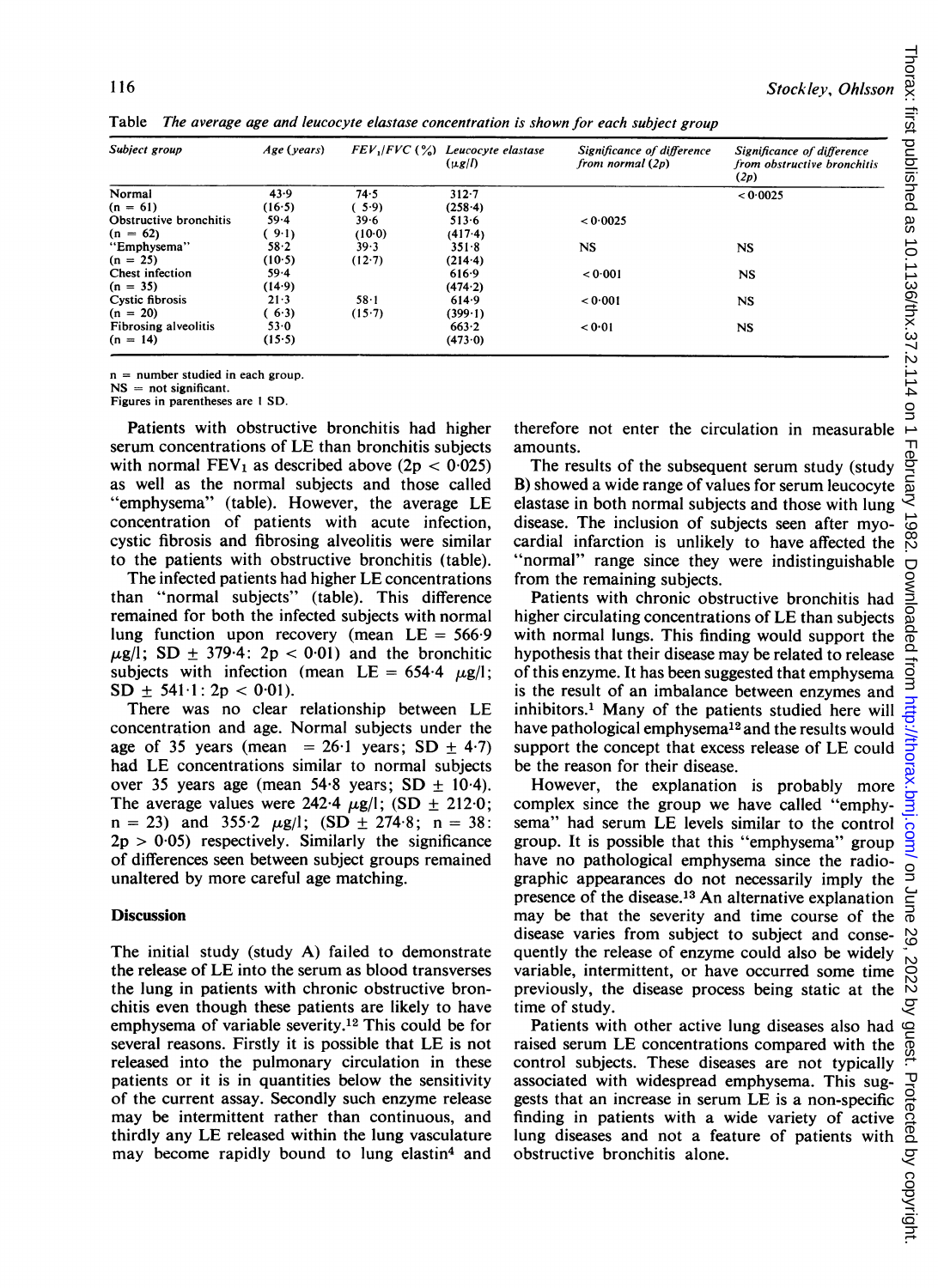Table *The average age and leucocyte elastase concentration is shown for each subject group*

| Subject group | Age (years) | $FEV_1/FVC$ (%) | Leucocyte elastase (μg/l) | Significance of difference from normal (2p) | Significance of difference from obstructive bronchitis (2p) |
|---|---|---|---|---|---|
| Normal (n = 61) | 43·9 (16·5) | 74·5 (5·9) | 312·7 (258·4) | | < 0·0025 |
| Obstructive bronchitis (n = 62) | 59·4 (9·1) | 39·6 (10·0) | 513·6 (417·4) | < 0·0025 | |
| "Emphysema" (n = 25) | 58·2 (10·5) | 39·3 (12·7) | 351·8 (214·4) | NS | NS |
| Chest infection (n = 35) | 59·4 (14·9) | | 616·9 (474·2) | < 0·001 | NS |
| Cystic fibrosis (n = 20) | 21·3 (6·3) | 58·1 (15·7) | 614·9 (399·1) | < 0·001 | NS |
| Fibrosing alveolitis (n = 14) | 53·0 (15·5) | | 663·2 (473·0) | < 0·01 | NS |

n = number studied in each group.
NS = not significant.
Figures in parentheses are 1 SD.

Patients with obstructive bronchitis had higher serum concentrations of LE than bronchitis subjects with normal $FEV_1$ as described above ($2p < 0·025$) as well as the normal subjects and those called "emphysema" (table). However, the average LE concentration of patients with acute infection, cystic fibrosis and fibrosing alveolitis were similar to the patients with obstructive bronchitis (table).

The infected patients had higher LE concentrations than "normal subjects" (table). This difference remained for both the infected subjects with normal lung function upon recovery (mean LE = 566·9 μg/l; SD ± 379·4: $2p < 0·01$) and the bronchitic subjects with infection (mean LE = 654·4 μg/l; SD ± 541·1: $2p < 0·01$).

There was no clear relationship between LE concentration and age. Normal subjects under the age of 35 years (mean = 26·1 years; SD ± 4·7) had LE concentrations similar to normal subjects over 35 years age (mean 54·8 years; SD ± 10·4). The average values were 242·4 μg/l; (SD ± 212·0; n = 23) and 355·2 μg/l; (SD ± 274·8; n = 38: $2p > 0·05$) respectively. Similarly the significance of differences seen between subject groups remained unaltered by more careful age matching.

## Discussion

The initial study (study A) failed to demonstrate the release of LE into the serum as blood transverses the lung in patients with chronic obstructive bronchitis even though these patients are likely to have emphysema of variable severity.[12] This could be for several reasons. Firstly it is possible that LE is not released into the pulmonary circulation in these patients or it is in quantities below the sensitivity of the current assay. Secondly such enzyme release may be intermittent rather than continuous, and thirdly any LE released within the lung vasculature may become rapidly bound to lung elastin[4] and therefore not enter the circulation in measurable amounts.

The results of the subsequent serum study (study B) showed a wide range of values for serum leucocyte elastase in both normal subjects and those with lung disease. The inclusion of subjects seen after myocardial infarction is unlikely to have affected the "normal" range since they were indistinguishable from the remaining subjects.

Patients with chronic obstructive bronchitis had higher circulating concentrations of LE than subjects with normal lungs. This finding would support the hypothesis that their disease may be related to release of this enzyme. It has been suggested that emphysema is the result of an imbalance between enzymes and inhibitors.[1] Many of the patients studied here will have pathological emphysema[12] and the results would support the concept that excess release of LE could be the reason for their disease.

However, the explanation is probably more complex since the group we have called "emphysema" had serum LE levels similar to the control group. It is possible that this "emphysema" group have no pathological emphysema since the radiographic appearances do not necessarily imply the presence of the disease.[13] An alternative explanation may be that the severity and time course of the disease varies from subject to subject and consequently the release of enzyme could also be widely variable, intermittent, or have occurred some time previously, the disease process being static at the time of study.

Patients with other active lung diseases also had raised serum LE concentrations compared with the control subjects. These diseases are not typically associated with widespread emphysema. This suggests that an increase in serum LE is a non-specific finding in patients with a wide variety of active lung diseases and not a feature of patients with obstructive bronchitis alone.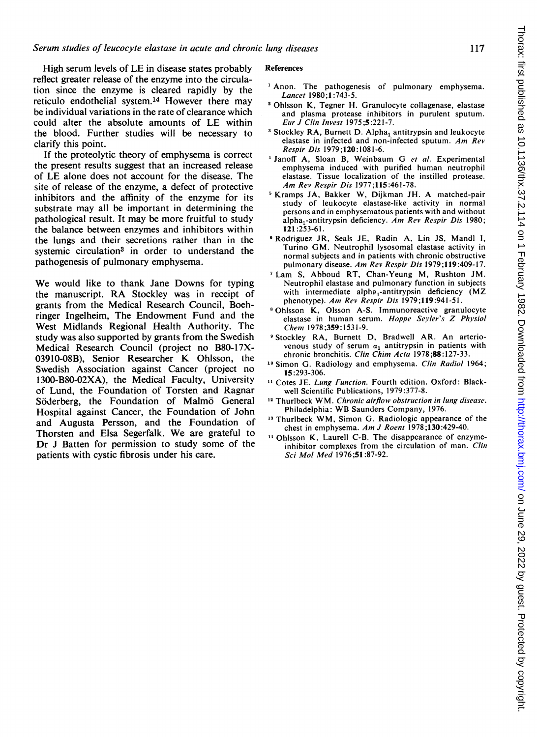High serum levels of LE in disease states probably reflect greater release of the enzyme into the circulation since the enzyme is cleared rapidly by the reticulo endothelial system.[14] However there may be individual variations in the rate of clearance which could alter the absolute amounts of LE within the blood. Further studies will be necessary to clarify this point.

If the proteolytic theory of emphysema is correct the present results suggest that an increased release of LE alone does not account for the disease. The site of release of the enzyme, a defect of protective inhibitors and the affinity of the enzyme for its substrate may all be important in determining the pathological result. It may be more fruitful to study the balance between enzymes and inhibitors within the lungs and their secretions rather than in the systemic circulation[3] in order to understand the pathogenesis of pulmonary emphysema.

We would like to thank Jane Downs for typing the manuscript. RA Stockley was in receipt of grants from the Medical Research Council, Boehringer Ingelheim, The Endowment Fund and the West Midlands Regional Health Authority. The study was also supported by grants from the Swedish Medical Research Council (project no B80-17X-03910-08B), Senior Researcher K Ohlsson, the Swedish Association against Cancer (project no 1300-B80-02XA), the Medical Faculty, University of Lund, the Foundation of Torsten and Ragnar Söderberg, the Foundation of Malmö General Hospital against Cancer, the Foundation of John and Augusta Persson, and the Foundation of Thorsten and Elsa Segerfalk. We are grateful to Dr J Batten for permission to study some of the patients with cystic fibrosis under his care.

## References

1. Anon. The pathogenesis of pulmonary emphysema. *Lancet* 1980;**1**:743-5.
2. Ohlsson K, Tegner H. Granulocyte collagenase, elastase and plasma protease inhibitors in purulent sputum. *Eur J Clin Invest* 1975;**5**:221-7.
3. Stockley RA, Burnett D. Alpha$_1$ antitrypsin and leukocyte elastase in infected and non-infected sputum. *Am Rev Respir Dis* 1979;**120**:1081-6.
4. Janoff A, Sloan B, Weinbaum G *et al*. Experimental emphysema induced with purified human neutrophil elastase. Tissue localization of the instilled protease. *Am Rev Respir Dis* 1977;**115**:461-78.
5. Kramps JA, Bakker W, Dijkman JH. A matched-pair study of leukocyte elastase-like activity in normal persons and in emphysematous patients with and without alpha$_1$-antitrypsin deficiency. *Am Rev Respir Dis* 1980;**121**:253-61.
6. Rodriguez JR, Seals JE, Radin A, Lin JS, Mandl I, Turino GM. Neutrophil lysosomal elastase activity in normal subjects and in patients with chronic obstructive pulmonary disease. *Am Rev Respir Dis* 1979;**119**:409-17.
7. Lam S, Abboud RT, Chan-Yeung M, Rushton JM. Neutrophil elastase and pulmonary function in subjects with intermediate alpha$_1$-aditrypsin deficiency (MZ phenotype). *Am Rev Respir Dis* 1979;**119**:941-51.
8. Ohlsson K, Olsson A-S. Immunoreactive granulocyte elastase in human serum. *Hoppe Seyler's Z Physiol Chem* 1978;**359**:1531-9.
9. Stockley RA, Burnett D, Bradwell AR. An arteriovenous study of serum $\alpha_1$ antitrypsin in patients with chronic bronchitis. *Clin Chim Acta* 1978;**88**:127-33.
10. Simon G. Radiology and emphysema. *Clin Radiol* 1964;**15**:293-306.
11. Cotes JE. *Lung Function*. Fourth edition. Oxford: Blackwell Scientific Publications, 1979:377-8.
12. Thurlbeck WM. *Chronic airflow obstruction in lung disease*. Philadelphia: WB Saunders Company, 1976.
13. Thurlbeck WM, Simon G. Radiologic appearance of the chest in emphysema. *Am J Roent* 1978;**130**:429-40.
14. Ohlsson K, Laurell C-B. The disappearance of enzyme-inhibitor complexes from the circulation of man. *Clin Sci Mol Med* 1976;**51**:87-92.